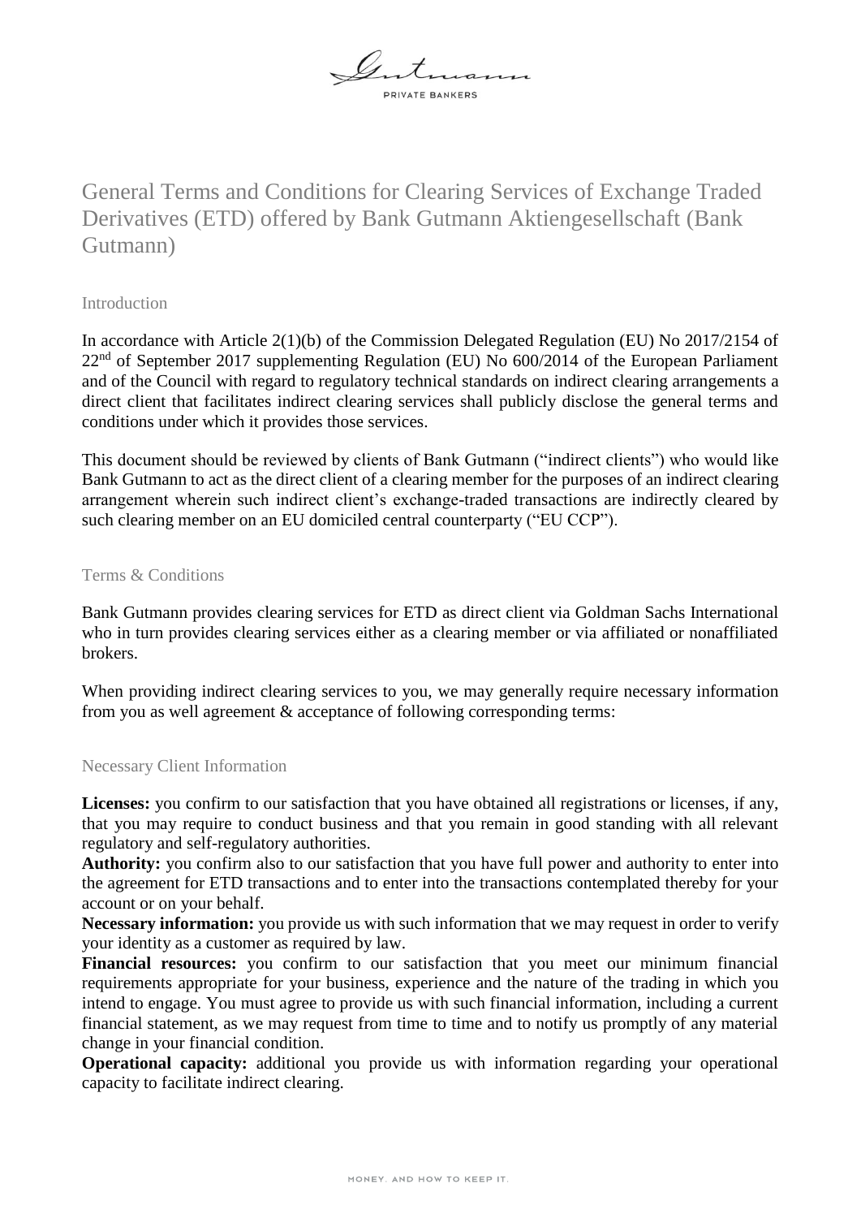# General Terms and Conditions for Clearing Services of Exchange Traded Derivatives (ETD) offered by Bank Gutmann Aktiengesellschaft (Bank Gutmann)

## Introduction

In accordance with Article 2(1)(b) of the Commission Delegated Regulation (EU) No 2017/2154 of 22nd of September 2017 supplementing Regulation (EU) No 600/2014 of the European Parliament and of the Council with regard to regulatory technical standards on indirect clearing arrangements a direct client that facilitates indirect clearing services shall publicly disclose the general terms and conditions under which it provides those services.

This document should be reviewed by clients of Bank Gutmann ("indirect clients") who would like Bank Gutmann to act as the direct client of a clearing member for the purposes of an indirect clearing arrangement wherein such indirect client's exchange-traded transactions are indirectly cleared by such clearing member on an EU domiciled central counterparty ("EU CCP").

## Terms & Conditions

Bank Gutmann provides clearing services for ETD as direct client via Goldman Sachs International who in turn provides clearing services either as a clearing member or via affiliated or nonaffiliated brokers.

When providing indirect clearing services to you, we may generally require necessary information from you as well agreement & acceptance of following corresponding terms:

## Necessary Client Information

**Licenses:** you confirm to our satisfaction that you have obtained all registrations or licenses, if any, that you may require to conduct business and that you remain in good standing with all relevant regulatory and self-regulatory authorities.

**Authority:** you confirm also to our satisfaction that you have full power and authority to enter into the agreement for ETD transactions and to enter into the transactions contemplated thereby for your account or on your behalf.

**Necessary information:** you provide us with such information that we may request in order to verify your identity as a customer as required by law.

**Financial resources:** you confirm to our satisfaction that you meet our minimum financial requirements appropriate for your business, experience and the nature of the trading in which you intend to engage. You must agree to provide us with such financial information, including a current financial statement, as we may request from time to time and to notify us promptly of any material change in your financial condition.

**Operational capacity:** additional you provide us with information regarding your operational capacity to facilitate indirect clearing.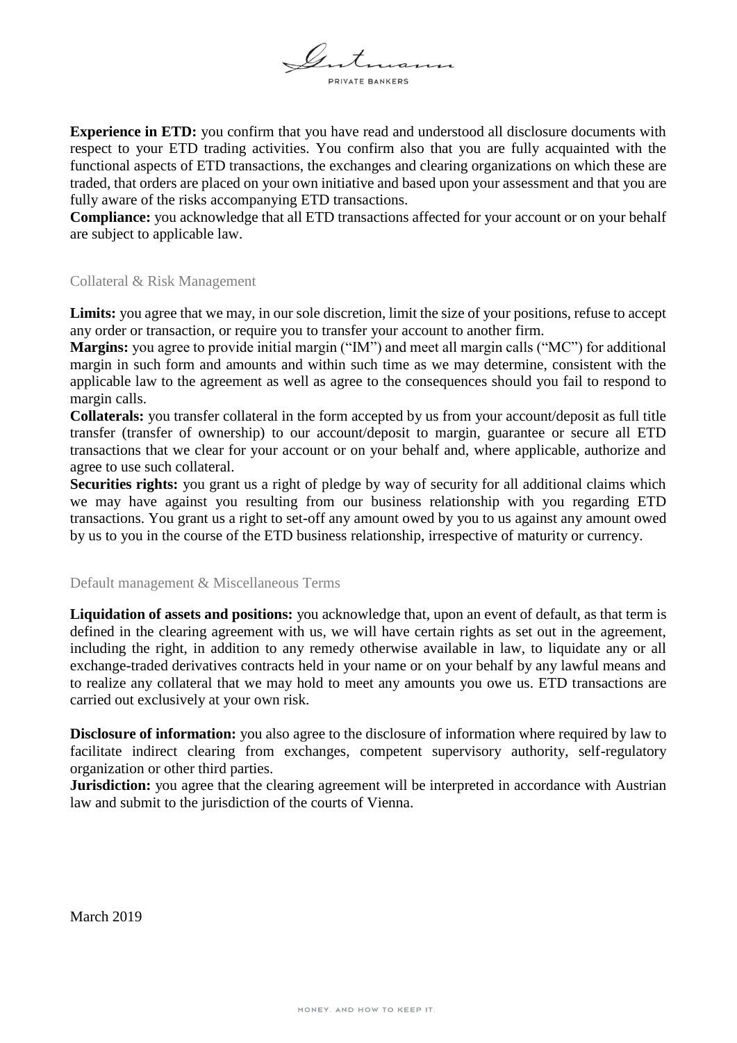**Experience in ETD:** you confirm that you have read and understood all disclosure documents with respect to your ETD trading activities. You confirm also that you are fully acquainted with the functional aspects of ETD transactions, the exchanges and clearing organizations on which these are traded, that orders are placed on your own initiative and based upon your assessment and that you are fully aware of the risks accompanying ETD transactions.
**Compliance:** you acknowledge that all ETD transactions affected for your account or on your behalf are subject to applicable law.

## Collateral & Risk Management

**Limits:** you agree that we may, in our sole discretion, limit the size of your positions, refuse to accept any order or transaction, or require you to transfer your account to another firm.
**Margins:** you agree to provide initial margin ("IM") and meet all margin calls ("MC") for additional margin in such form and amounts and within such time as we may determine, consistent with the applicable law to the agreement as well as agree to the consequences should you fail to respond to margin calls.
**Collaterals:** you transfer collateral in the form accepted by us from your account/deposit as full title transfer (transfer of ownership) to our account/deposit to margin, guarantee or secure all ETD transactions that we clear for your account or on your behalf and, where applicable, authorize and agree to use such collateral.
**Securities rights:** you grant us a right of pledge by way of security for all additional claims which we may have against you resulting from our business relationship with you regarding ETD transactions. You grant us a right to set-off any amount owed by you to us against any amount owed by us to you in the course of the ETD business relationship, irrespective of maturity or currency.

## Default management & Miscellaneous Terms

**Liquidation of assets and positions:** you acknowledge that, upon an event of default, as that term is defined in the clearing agreement with us, we will have certain rights as set out in the agreement, including the right, in addition to any remedy otherwise available in law, to liquidate any or all exchange-traded derivatives contracts held in your name or on your behalf by any lawful means and to realize any collateral that we may hold to meet any amounts you owe us. ETD transactions are carried out exclusively at your own risk.

**Disclosure of information:** you also agree to the disclosure of information where required by law to facilitate indirect clearing from exchanges, competent supervisory authority, self-regulatory organization or other third parties.
**Jurisdiction:** you agree that the clearing agreement will be interpreted in accordance with Austrian law and submit to the jurisdiction of the courts of Vienna.

March 2019